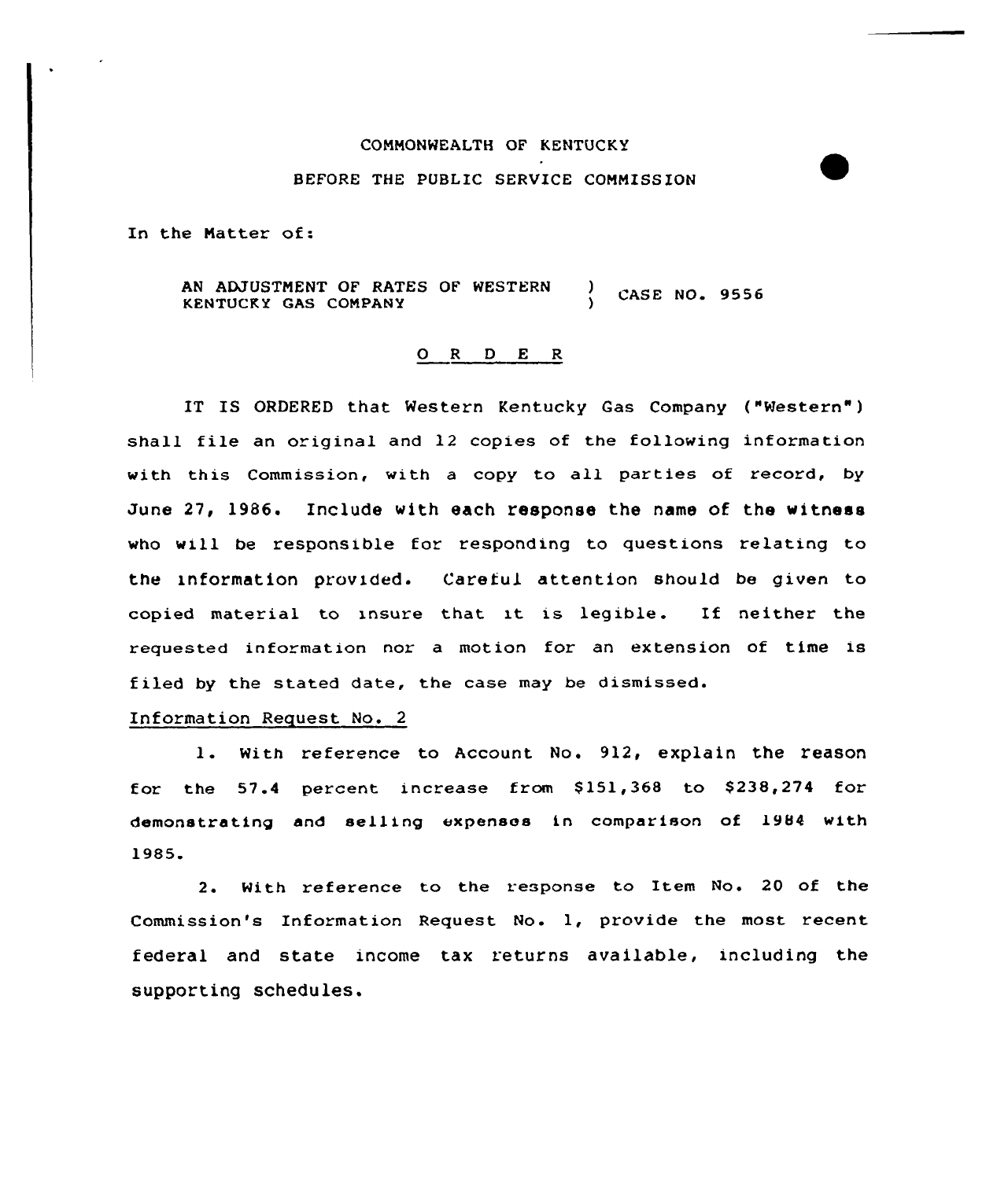COMMONWEALTH OF KENTUCKY

BEFORE THE PUBLIC SERVICE COMMISSION

In the Matter of:

AN ADJUSTMENT OF RATES OF WESTERN KENTUCKY GAS COMPANY ) CASE NO. 9556

## O R D E R

IT IS ORDERED that Western Kentucky Gas Company ("Western") shall file an original and 12 copies of the following information with this Commission, with a copy to all parties of record, by June 27, 1986. Include with each response the name of the witness who will be responsible for responding to questions relating to the information provided. Careful attention should be given to copied material to insure that it is legible. If neither the requested information nor a motion for an extension of time is filed by the stated date, the case may be dismissed.

Information Request No. 2

1. With reference to Account No. 912, explain the reason for the 57.4 percent increase from $151,368 to $238,274 for demonstrating and selling expenses in comparison of 1984 with 1985.

2. With reference to the response to Item No. 20 of the Commission's Information Request No. 1, provide the most recent federal and state income tax returns available, including the supporting schedules.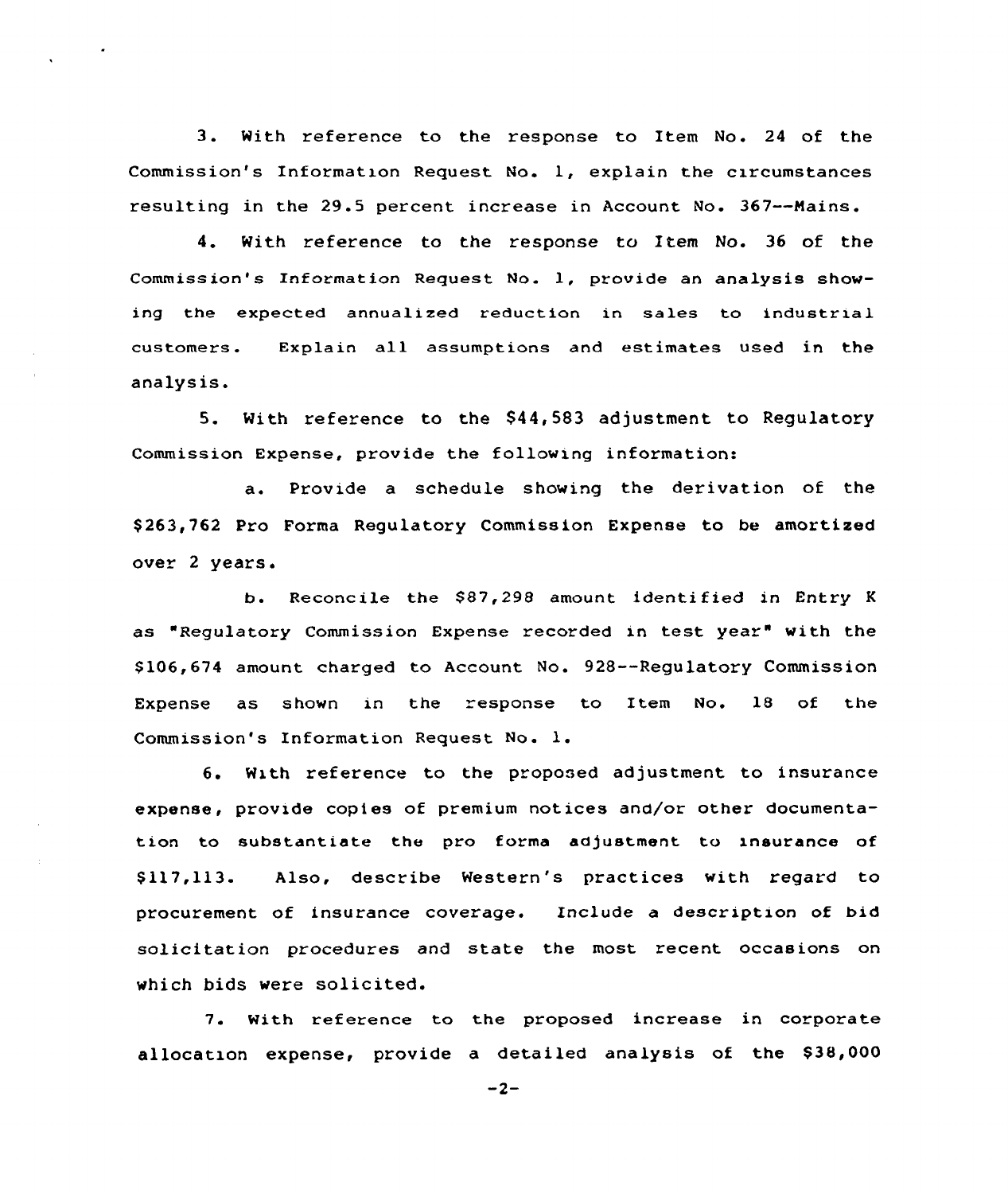3. With reference to the response to Item No. 24 of the Commission's Information Request No. 1, explain the circumstances resulting in the 29.5 percent increase in Account No. 367--Mains.

4. With reference to the response to Item No. 36 of the Commission's Information Request No. 1, provide an analysis showing the expected annualized reduction in sales to industrial customers. Explain all assumptions and estimates used in the analysis.

5. With reference to the $44,583 adjustment to Regulatory Commission Expense, provide the following information:

a. Provide a schedule showing the derivation of the $263,762 Pro Forma Regulatory Commission Expense to be amortized over 2 years.

b. Reconcile the $87,298 amount identified in Entry K as "Regulatory Commission Expense recorded in test year" with the $106,674 amount charged to Account No. 928--Regulatory Commission Expense as shown in the response to Item No. 18 of the Commission's Information Request No. 1.

6. With reference to the proposed adjustment to insurance expense, provide copies of premium notices and/or other documentation to substantiate the pro forma adjustment to insurance of $117,113. Also, describe Western's practices with regard to procurement of insurance coverage. Include a description of bid solicitation procedures and state the most recent occasions on which bids were solicited.

7. With reference to the proposed increase in corporate allocation expense, provide a detailed analysis of the $38,000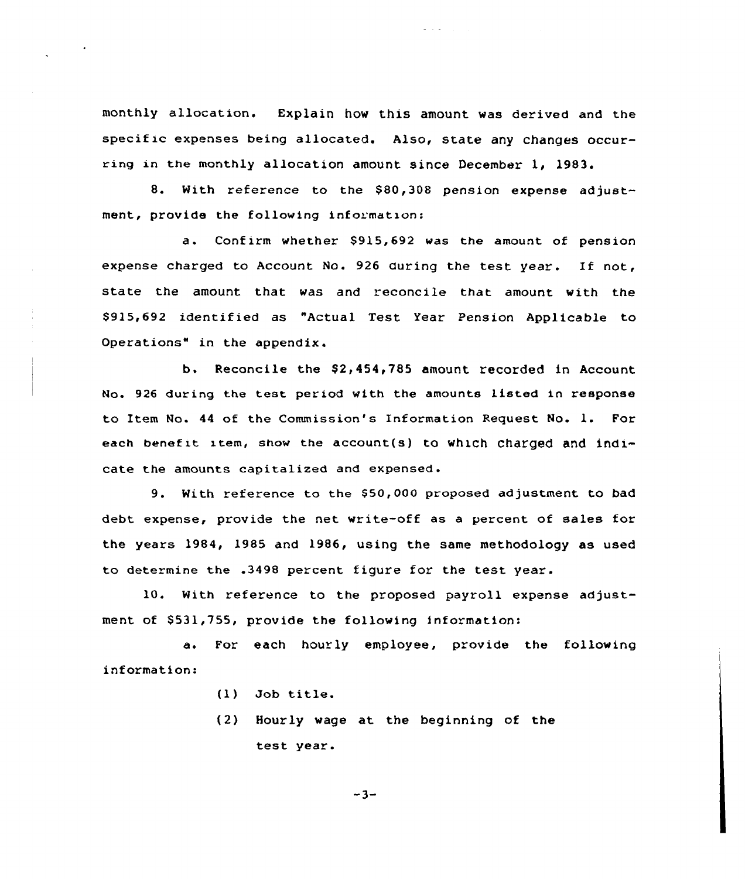monthly allocation. Explain how this amount was derived and the specific expenses being allocated. Also, state any changes occurring in the monthly allocation amount since December 1, 1983.

8. With reference to the $80,308 pension expense adjustment, provide the following information:

a. Confirm whether $915,692 was the amount of pension expense charged to Account No. 926 during the test year. If not, state the amount that was and reconcile that amount with the $915,692 identified as "Actual Test Year Pension Applicable to Operations" in the appendix.

b. Reconcile the $2,454,785 amount recorded in Account No. 926 during the test period with the amounts listed in response to Item No. 44 of the Commission's Information Request No. 1. For each benefit item, show the account(s) to which charged and indicate the amounts capitalized and expensed.

9. With reference to the $50,000 proposed adjustment to bad debt expense, provide the net write-off as a percent of sales for the years 1984, 1985 and 1986, using the same methodology as used to determine the .3498 percent figure for the test year.

10. With reference to the proposed payroll expense adjustment of $531,755, provide the following information:

a. For each hourly employee, provide the following information:

(1) Job title.

(2) Hourly wage at the beginning of the test year.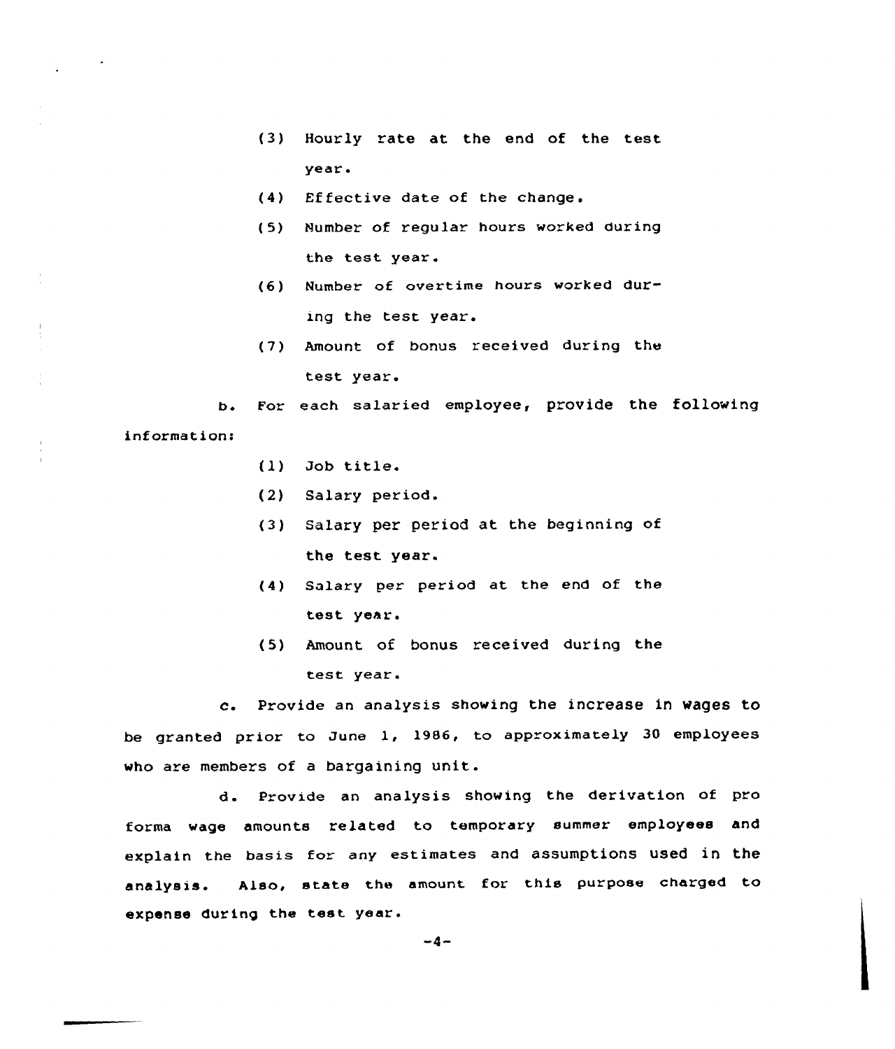(3) Hourly rate at the end of the test year.

(4) Effective date of the change.

(5) Number of regular hours worked during the test year.

(6) Number of overtime hours worked during the test year.

(7) Amount of bonus received during the test year.

b. For each salaried employee, provide the following information:

(1) Job title.

(2) Salary period.

(3) Salary per period at the beginning of the test year.

(4) Salary per period at the end of the test year.

(5) Amount of bonus received during the test year.

c. Provide an analysis showing the increase in wages to be granted prior to June 1, 1986, to approximately 30 employees who are members of a bargaining unit.

d. Provide an analysis showing the derivation of pro forma wage amounts related to temporary summer employees and explain the basis for any estimates and assumptions used in the analysis. Also, state the amount for this purpose charged to expense during the test year.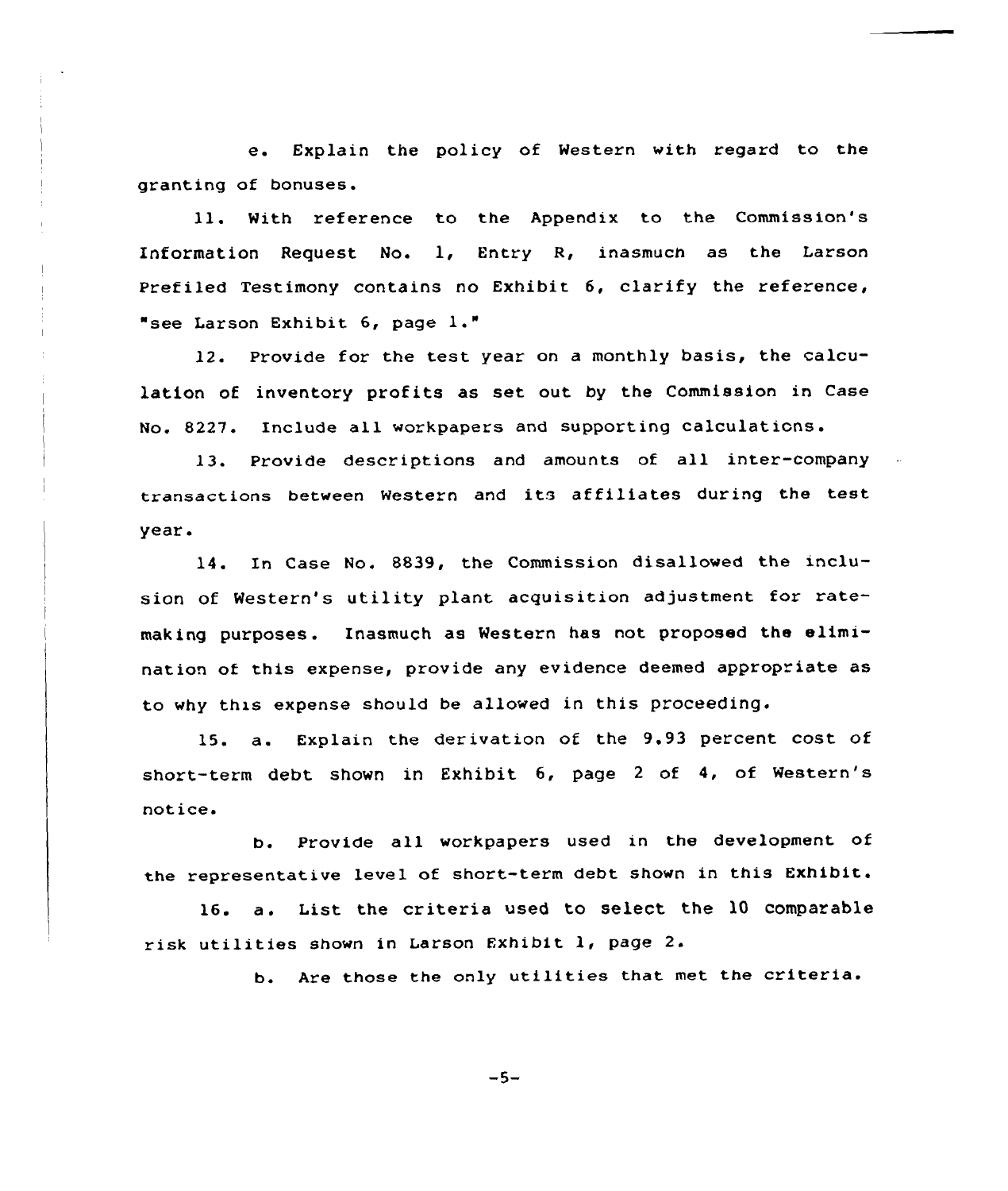e. Explain the policy of Western with regard to the granting of bonuses.

11. With reference to the Appendix to the Commission's Information Request No. 1, Entry R, inasmuch as the Larson Prefiled Testimony contains no Exhibit 6, clarify the reference, "see Larson Exhibit 6, page 1."

12. Provide for the test year on a monthly basis, the calculation of inventory profits as set out by the Commission in Case No. 8227. Include all workpapers and supporting calculations.

13. Provide descriptions and amounts of all inter-company transactions between Western and its affiliates during the test year.

14. In Case No. 8839, the Commission disallowed the inclusion of Western's utility plant acquisition adjustment for rate-making purposes. Inasmuch as Western has not proposed the elimination of this expense, provide any evidence deemed appropriate as to why this expense should be allowed in this proceeding.

15. a. Explain the derivation of the 9.93 percent cost of short-term debt shown in Exhibit 6, page 2 of 4, of Western's notice.

b. Provide all workpapers used in the development of the representative level of short-term debt shown in this Exhibit.

16. a. List the criteria used to select the 10 comparable risk utilities shown in Larson Exhibit 1, page 2.

b. Are those the only utilities that met the criteria.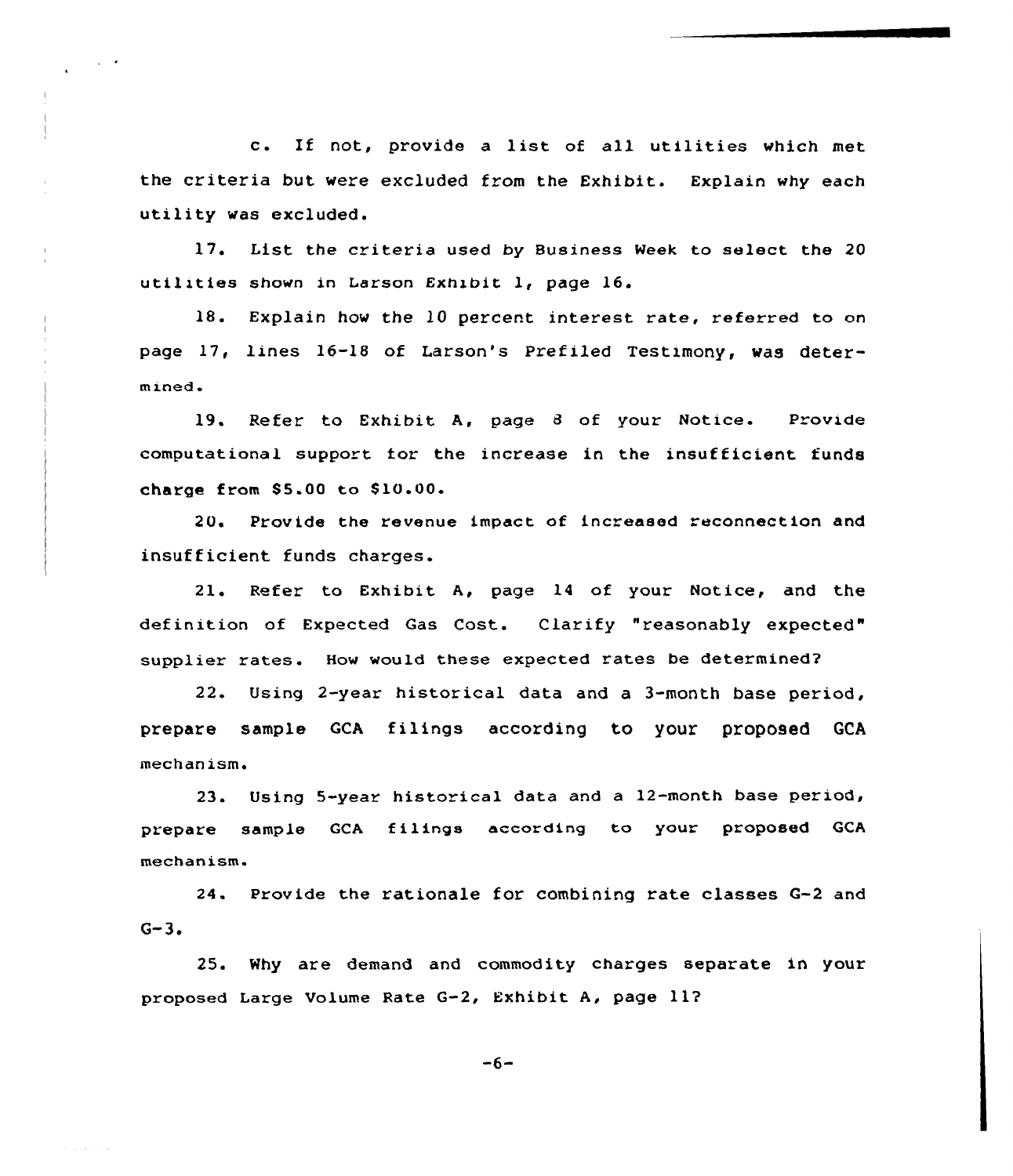c. If not, provide a list of all utilities which met the criteria but were excluded from the Exhibit. Explain why each utility was excluded.

17. List the criteria used by Business Week to select the 20 utilities shown in Larson Exhibit 1, page 16.

18. Explain how the 10 percent interest rate, referred to on page 17, lines 16-18 of Larson's Prefiled Testimony, was determined.

19. Refer to Exhibit A, page 8 of your Notice. Provide computational support for the increase in the insufficient funds charge from $5.00 to $10.00.

20. Provide the revenue impact of increased reconnection and insufficient funds charges.

21. Refer to Exhibit A, page 14 of your Notice, and the definition of Expected Gas Cost. Clarify "reasonably expected" supplier rates. How would these expected rates be determined?

22. Using 2-year historical data and a 3-month base period, prepare sample GCA filings according to your proposed GCA mechanism.

23. Using 5-year historical data and a 12-month base period, prepare sample GCA filings according to your proposed GCA mechanism.

24. Provide the rationale for combining rate classes G-2 and G-3.

25. Why are demand and commodity charges separate in your proposed Large Volume Rate G-2, Exhibit A, page 11?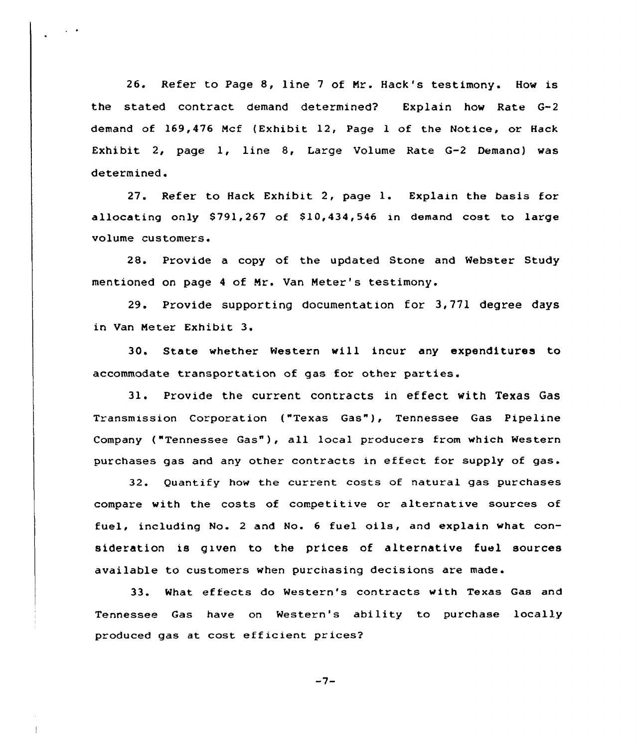26. Refer to Page 8, line 7 of Mr. Hack's testimony. How is the stated contract demand determined? Explain how Rate G-2 demand of 169,476 Mcf (Exhibit 12, Page 1 of the Notice, or Hack Exhibit 2, page 1, line 8, Large Volume Rate G-2 Demand) was determined.

27. Refer to Hack Exhibit 2, page 1. Explain the basis for allocating only $791,267 of $10,434,546 in demand cost to large volume customers.

28. Provide a copy of the updated Stone and Webster Study mentioned on page 4 of Mr. Van Meter's testimony.

29. Provide supporting documentation for 3,771 degree days in Van Meter Exhibit 3.

30. State whether Western will incur any expenditures to accommodate transportation of gas for other parties.

31. Provide the current contracts in effect with Texas Gas Transmission Corporation ("Texas Gas"), Tennessee Gas Pipeline Company ("Tennessee Gas"), all local producers from which Western purchases gas and any other contracts in effect for supply of gas.

32. Quantify how the current costs of natural gas purchases compare with the costs of competitive or alternative sources of fuel, including No. 2 and No. 6 fuel oils, and explain what consideration is given to the prices of alternative fuel sources available to customers when purchasing decisions are made.

33. What effects do Western's contracts with Texas Gas and Tennessee Gas have on Western's ability to purchase locally produced gas at cost efficient prices?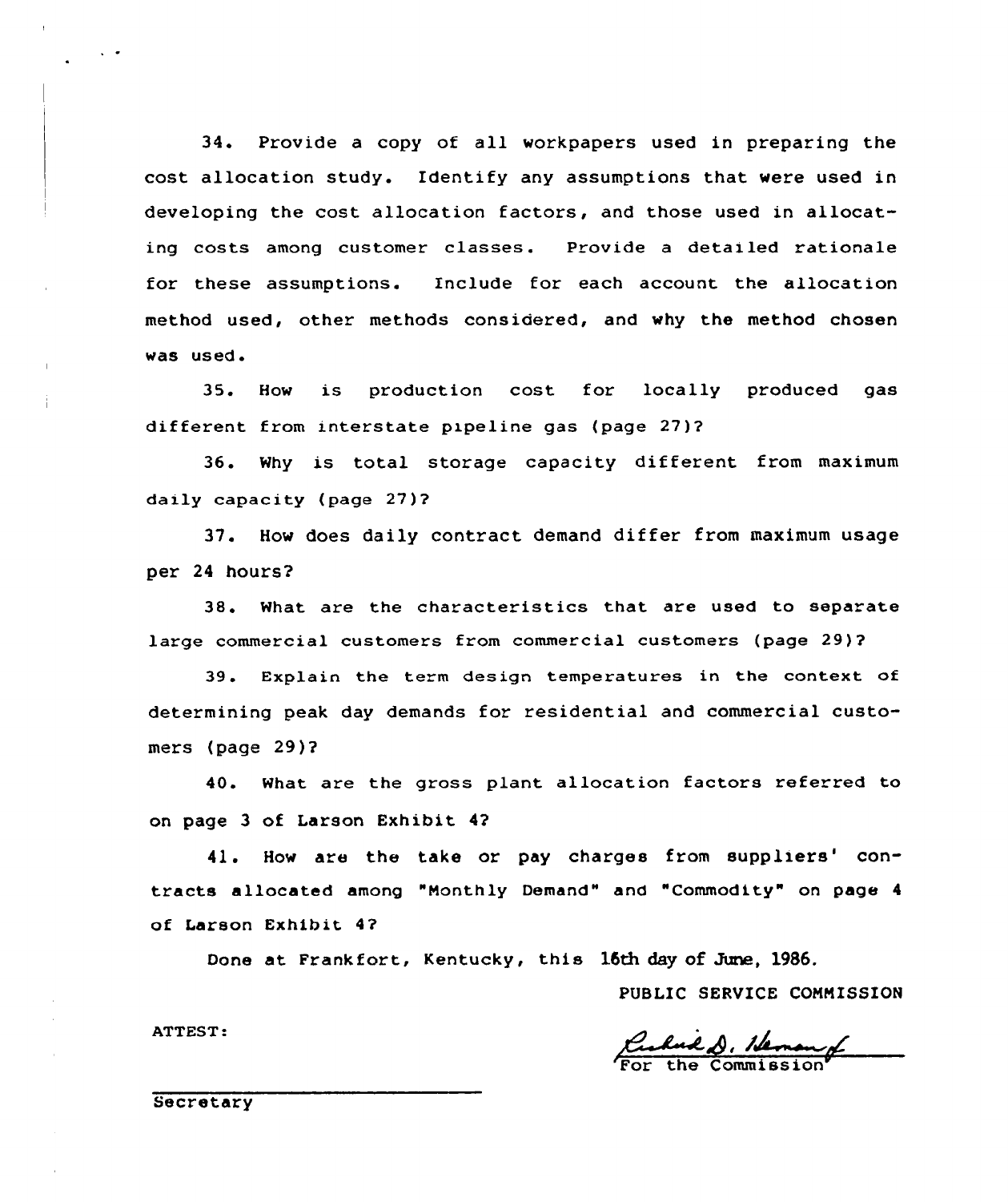34. Provide a copy of all workpapers used in preparing the cost allocation study. Identify any assumptions that were used in developing the cost allocation factors, and those used in allocating costs among customer classes. Provide a detailed rationale for these assumptions. Include for each account the allocation method used, other methods considered, and why the method chosen was used.

35. How is production cost for locally produced gas different from interstate pipeline gas (page 27)?

36. Why is total storage capacity different from maximum daily capacity (page 27)?

37. How does daily contract demand differ from maximum usage per 24 hours?

38. What are the characteristics that are used to separate large commercial customers from commercial customers (page 29)?

39. Explain the term design temperatures in the context of determining peak day demands for residential and commercial customers (page 29)?

40. What are the gross plant allocation factors referred to on page 3 of Larson Exhibit 4?

41. How are the take or pay charges from suppliers' contracts allocated among "Monthly Demand" and "Commodity" on page 4 of Larson Exhibit 4?

Done at Frankfort, Kentucky, this 16th day of June, 1986.

PUBLIC SERVICE COMMISSION

Richard D. Heman Jr.
For the Commission

ATTEST:

Secretary